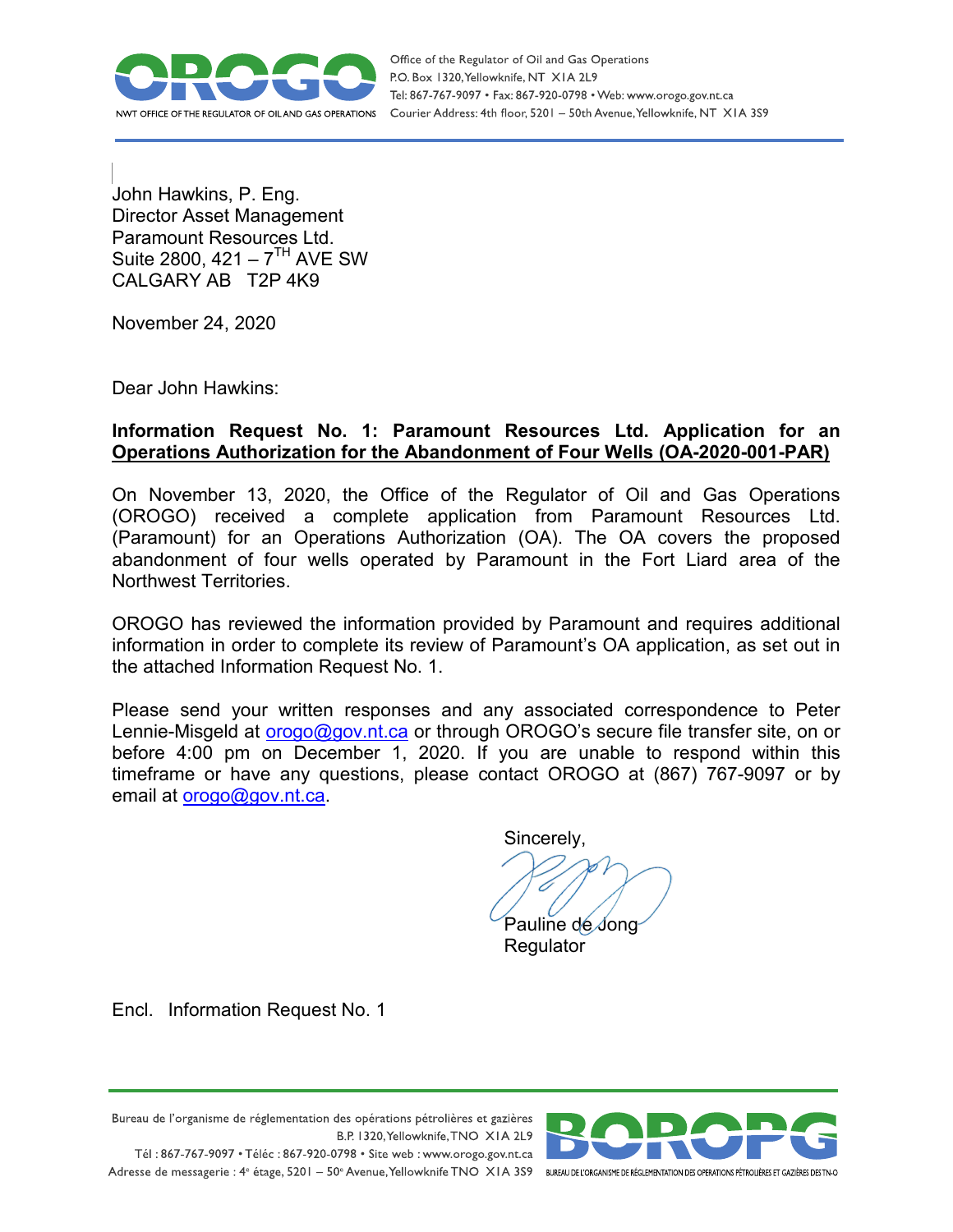Office of the Regulator of Oil and Gas Operations
P.O. Box 1320, Yellowknife, NT X1A 2L9
Tel: 867-767-9097 • Fax: 867-920-0798 • Web: www.orogo.gov.nt.ca
Courier Address: 4th floor, 5201 – 50th Avenue, Yellowknife, NT X1A 3S9

John Hawkins, P. Eng.
Director Asset Management
Paramount Resources Ltd.
Suite 2800, 421 – 7TH AVE SW
CALGARY AB T2P 4K9

November 24, 2020

Dear John Hawkins:

**Information Request No. 1: Paramount Resources Ltd. Application for an Operations Authorization for the Abandonment of Four Wells (OA-2020-001-PAR)**

On November 13, 2020, the Office of the Regulator of Oil and Gas Operations (OROGO) received a complete application from Paramount Resources Ltd. (Paramount) for an Operations Authorization (OA). The OA covers the proposed abandonment of four wells operated by Paramount in the Fort Liard area of the Northwest Territories.

OROGO has reviewed the information provided by Paramount and requires additional information in order to complete its review of Paramount's OA application, as set out in the attached Information Request No. 1.

Please send your written responses and any associated correspondence to Peter Lennie-Misgeld at orogo@gov.nt.ca or through OROGO's secure file transfer site, on or before 4:00 pm on December 1, 2020. If you are unable to respond within this timeframe or have any questions, please contact OROGO at (867) 767-9097 or by email at orogo@gov.nt.ca.

Sincerely,

Pauline de Jong
Regulator

Encl. Information Request No. 1

Bureau de l'organisme de réglementation des opérations pétrolières et gazières
B.P. 1320, Yellowknife, TNO X1A 2L9
Tél : 867-767-9097 • Téléc : 867-920-0798 • Site web : www.orogo.gov.nt.ca
Adresse de messagerie : 4e étage, 5201 – 50e Avenue, Yellowknife TNO X1A 3S9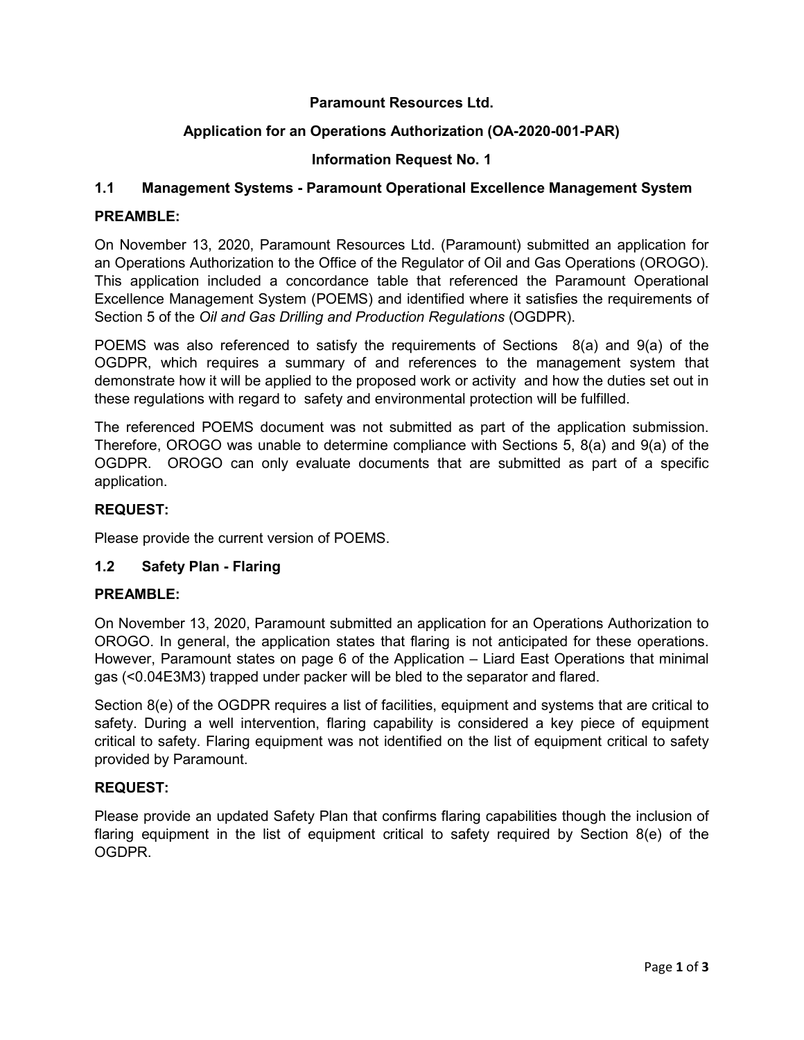**Paramount Resources Ltd.**

**Application for an Operations Authorization (OA-2020-001-PAR)**

**Information Request No. 1**

## 1.1 Management Systems - Paramount Operational Excellence Management System

**PREAMBLE:**

On November 13, 2020, Paramount Resources Ltd. (Paramount) submitted an application for an Operations Authorization to the Office of the Regulator of Oil and Gas Operations (OROGO). This application included a concordance table that referenced the Paramount Operational Excellence Management System (POEMS) and identified where it satisfies the requirements of Section 5 of the *Oil and Gas Drilling and Production Regulations* (OGDPR).

POEMS was also referenced to satisfy the requirements of Sections 8(a) and 9(a) of the OGDPR, which requires a summary of and references to the management system that demonstrate how it will be applied to the proposed work or activity and how the duties set out in these regulations with regard to safety and environmental protection will be fulfilled.

The referenced POEMS document was not submitted as part of the application submission. Therefore, OROGO was unable to determine compliance with Sections 5, 8(a) and 9(a) of the OGDPR. OROGO can only evaluate documents that are submitted as part of a specific application.

**REQUEST:**

Please provide the current version of POEMS.

## 1.2 Safety Plan - Flaring

**PREAMBLE:**

On November 13, 2020, Paramount submitted an application for an Operations Authorization to OROGO. In general, the application states that flaring is not anticipated for these operations. However, Paramount states on page 6 of the Application – Liard East Operations that minimal gas (<0.04E3M3) trapped under packer will be bled to the separator and flared.

Section 8(e) of the OGDPR requires a list of facilities, equipment and systems that are critical to safety. During a well intervention, flaring capability is considered a key piece of equipment critical to safety. Flaring equipment was not identified on the list of equipment critical to safety provided by Paramount.

**REQUEST:**

Please provide an updated Safety Plan that confirms flaring capabilities though the inclusion of flaring equipment in the list of equipment critical to safety required by Section 8(e) of the OGDPR.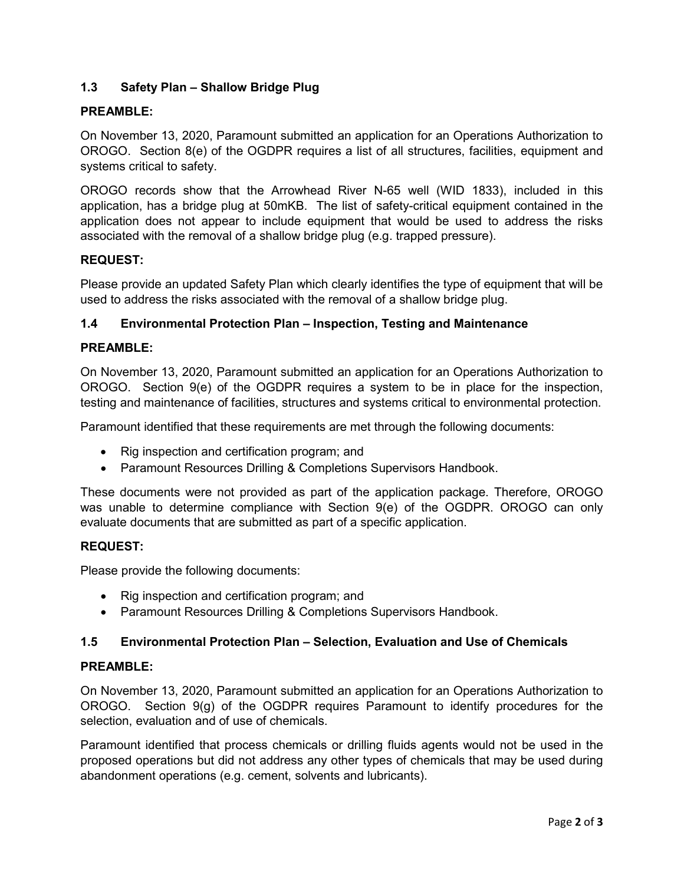### 1.3 Safety Plan – Shallow Bridge Plug

**PREAMBLE:**

On November 13, 2020, Paramount submitted an application for an Operations Authorization to OROGO. Section 8(e) of the OGDPR requires a list of all structures, facilities, equipment and systems critical to safety.

OROGO records show that the Arrowhead River N-65 well (WID 1833), included in this application, has a bridge plug at 50mKB. The list of safety-critical equipment contained in the application does not appear to include equipment that would be used to address the risks associated with the removal of a shallow bridge plug (e.g. trapped pressure).

**REQUEST:**

Please provide an updated Safety Plan which clearly identifies the type of equipment that will be used to address the risks associated with the removal of a shallow bridge plug.

### 1.4 Environmental Protection Plan – Inspection, Testing and Maintenance

**PREAMBLE:**

On November 13, 2020, Paramount submitted an application for an Operations Authorization to OROGO. Section 9(e) of the OGDPR requires a system to be in place for the inspection, testing and maintenance of facilities, structures and systems critical to environmental protection.

Paramount identified that these requirements are met through the following documents:

- Rig inspection and certification program; and
- Paramount Resources Drilling & Completions Supervisors Handbook.

These documents were not provided as part of the application package. Therefore, OROGO was unable to determine compliance with Section 9(e) of the OGDPR. OROGO can only evaluate documents that are submitted as part of a specific application.

**REQUEST:**

Please provide the following documents:

- Rig inspection and certification program; and
- Paramount Resources Drilling & Completions Supervisors Handbook.

### 1.5 Environmental Protection Plan – Selection, Evaluation and Use of Chemicals

**PREAMBLE:**

On November 13, 2020, Paramount submitted an application for an Operations Authorization to OROGO. Section 9(g) of the OGDPR requires Paramount to identify procedures for the selection, evaluation and of use of chemicals.

Paramount identified that process chemicals or drilling fluids agents would not be used in the proposed operations but did not address any other types of chemicals that may be used during abandonment operations (e.g. cement, solvents and lubricants).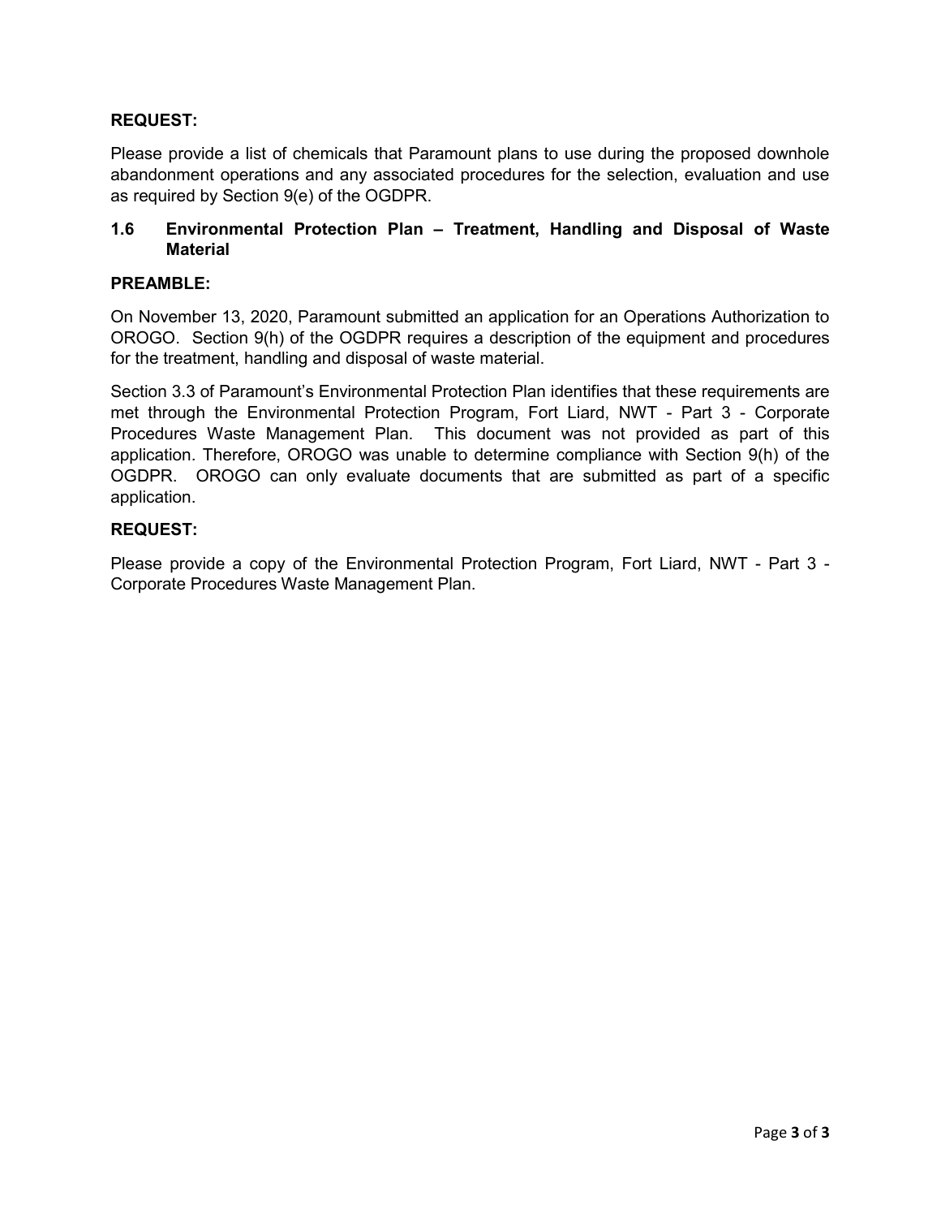**REQUEST:**

Please provide a list of chemicals that Paramount plans to use during the proposed downhole abandonment operations and any associated procedures for the selection, evaluation and use as required by Section 9(e) of the OGDPR.

### 1.6 Environmental Protection Plan – Treatment, Handling and Disposal of Waste Material

**PREAMBLE:**

On November 13, 2020, Paramount submitted an application for an Operations Authorization to OROGO. Section 9(h) of the OGDPR requires a description of the equipment and procedures for the treatment, handling and disposal of waste material.

Section 3.3 of Paramount's Environmental Protection Plan identifies that these requirements are met through the Environmental Protection Program, Fort Liard, NWT - Part 3 - Corporate Procedures Waste Management Plan. This document was not provided as part of this application. Therefore, OROGO was unable to determine compliance with Section 9(h) of the OGDPR. OROGO can only evaluate documents that are submitted as part of a specific application.

**REQUEST:**

Please provide a copy of the Environmental Protection Program, Fort Liard, NWT - Part 3 - Corporate Procedures Waste Management Plan.